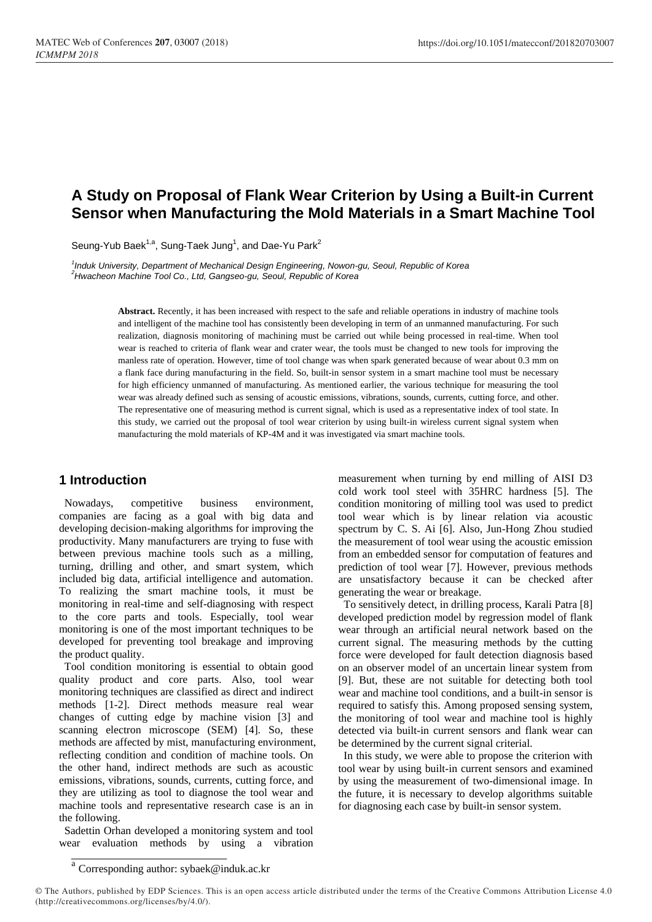# A Study on Proposal of Flank Wear Criterion by Using a Built-in Current Sensor when Manufacturing the Mold Materials in a Smart Machine Tool

Seung-Yub Baek[1,a], Sung-Taek Jung[1], and Dae-Yu Park[2]

[1]*Induk University, Department of Mechanical Design Engineering, Nowon-gu, Seoul, Republic of Korea*
[2]*Hwacheon Machine Tool Co., Ltd, Gangseo-gu, Seoul, Republic of Korea*

**Abstract.** Recently, it has been increased with respect to the safe and reliable operations in industry of machine tools and intelligent of the machine tool has consistently been developing in term of an unmanned manufacturing. For such realization, diagnosis monitoring of machining must be carried out while being processed in real-time. When tool wear is reached to criteria of flank wear and crater wear, the tools must be changed to new tools for improving the manless rate of operation. However, time of tool change was when spark generated because of wear about 0.3 mm on a flank face during manufacturing in the field. So, built-in sensor system in a smart machine tool must be necessary for high efficiency unmanned of manufacturing. As mentioned earlier, the various technique for measuring the tool wear was already defined such as sensing of acoustic emissions, vibrations, sounds, currents, cutting force, and other. The representative one of measuring method is current signal, which is used as a representative index of tool state. In this study, we carried out the proposal of tool wear criterion by using built-in wireless current signal system when manufacturing the mold materials of KP-4M and it was investigated via smart machine tools.

## 1 Introduction

Nowadays, competitive business environment, companies are facing as a goal with big data and developing decision-making algorithms for improving the productivity. Many manufacturers are trying to fuse with between previous machine tools such as a milling, turning, drilling and other, and smart system, which included big data, artificial intelligence and automation. To realizing the smart machine tools, it must be monitoring in real-time and self-diagnosing with respect to the core parts and tools. Especially, tool wear monitoring is one of the most important techniques to be developed for preventing tool breakage and improving the product quality.

Tool condition monitoring is essential to obtain good quality product and core parts. Also, tool wear monitoring techniques are classified as direct and indirect methods [1-2]. Direct methods measure real wear changes of cutting edge by machine vision [3] and scanning electron microscope (SEM) [4]. So, these methods are affected by mist, manufacturing environment, reflecting condition and condition of machine tools. On the other hand, indirect methods are such as acoustic emissions, vibrations, sounds, currents, cutting force, and they are utilizing as tool to diagnose the tool wear and machine tools and representative research case is an in the following.

Sadettin Orhan developed a monitoring system and tool wear evaluation methods by using a vibration measurement when turning by end milling of AISI D3 cold work tool steel with 35HRC hardness [5]. The condition monitoring of milling tool was used to predict tool wear which is by linear relation via acoustic spectrum by C. S. Ai [6]. Also, Jun-Hong Zhou studied the measurement of tool wear using the acoustic emission from an embedded sensor for computation of features and prediction of tool wear [7]. However, previous methods are unsatisfactory because it can be checked after generating the wear or breakage.

To sensitively detect, in drilling process, Karali Patra [8] developed prediction model by regression model of flank wear through an artificial neural network based on the current signal. The measuring methods by the cutting force were developed for fault detection diagnosis based on an observer model of an uncertain linear system from [9]. But, these are not suitable for detecting both tool wear and machine tool conditions, and a built-in sensor is required to satisfy this. Among proposed sensing system, the monitoring of tool wear and machine tool is highly detected via built-in current sensors and flank wear can be determined by the current signal criterial.

In this study, we were able to propose the criterion with tool wear by using built-in current sensors and examined by using the measurement of two-dimensional image. In the future, it is necessary to develop algorithms suitable for diagnosing each case by built-in sensor system.

[a] Corresponding author: sybaek@induk.ac.kr

© The Authors, published by EDP Sciences. This is an open access article distributed under the terms of the Creative Commons Attribution License 4.0 (http://creativecommons.org/licenses/by/4.0/).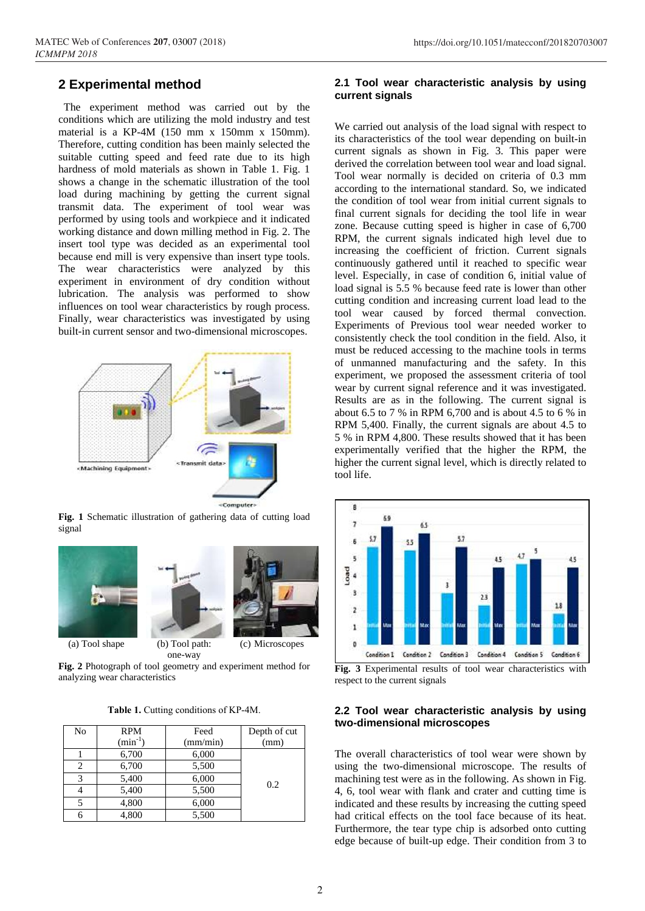## 2 Experimental method

The experiment method was carried out by the conditions which are utilizing the mold industry and test material is a KP-4M (150 mm x 150mm x 150mm). Therefore, cutting condition has been mainly selected the suitable cutting speed and feed rate due to its high hardness of mold materials as shown in Table 1. Fig. 1 shows a change in the schematic illustration of the tool load during machining by getting the current signal transmit data. The experiment of tool wear was performed by using tools and workpiece and it indicated working distance and down milling method in Fig. 2. The insert tool type was decided as an experimental tool because end mill is very expensive than insert type tools. The wear characteristics were analyzed by this experiment in environment of dry condition without lubrication. The analysis was performed to show influences on tool wear characteristics by rough process. Finally, wear characteristics was investigated by using built-in current sensor and two-dimensional microscopes.

**Fig. 1** Schematic illustration of gathering data of cutting load signal

(a) Tool shape (b) Tool path: one-way (c) Microscopes

**Fig. 2** Photograph of tool geometry and experiment method for analyzing wear characteristics

**Table 1.** Cutting conditions of KP-4M.

| No | RPM ($min^{-1}$) | Feed (mm/min) | Depth of cut (mm) |
|---|---|---|---|
| 1 | 6,700 | 6,000 | 0.2 |
| 2 | 6,700 | 5,500 | |
| 3 | 5,400 | 6,000 | |
| 4 | 5,400 | 5,500 | |
| 5 | 4,800 | 6,000 | |
| 6 | 4,800 | 5,500 | |

### 2.1 Tool wear characteristic analysis by using current signals

We carried out analysis of the load signal with respect to its characteristics of the tool wear depending on built-in current signals as shown in Fig. 3. This paper were derived the correlation between tool wear and load signal. Tool wear normally is decided on criteria of 0.3 mm according to the international standard. So, we indicated the condition of tool wear from initial current signals to final current signals for deciding the tool life in wear zone. Because cutting speed is higher in case of 6,700 RPM, the current signals indicated high level due to increasing the coefficient of friction. Current signals continuously gathered until it reached to specific wear level. Especially, in case of condition 6, initial value of load signal is 5.5 % because feed rate is lower than other cutting condition and increasing current load lead to the tool wear caused by forced thermal convection. Experiments of Previous tool wear needed worker to consistently check the tool condition in the field. Also, it must be reduced accessing to the machine tools in terms of unmanned manufacturing and the safety. In this experiment, we proposed the assessment criteria of tool wear by current signal reference and it was investigated. Results are as in the following. The current signal is about 6.5 to 7 % in RPM 6,700 and is about 4.5 to 6 % in RPM 5,400. Finally, the current signals are about 4.5 to 5 % in RPM 4,800. These results showed that it has been experimentally verified that the higher the RPM, the higher the current signal level, which is directly related to tool life.

**Fig. 3** Experimental results of tool wear characteristics with respect to the current signals

### 2.2 Tool wear characteristic analysis by using two-dimensional microscopes

The overall characteristics of tool wear were shown by using the two-dimensional microscope. The results of machining test were as in the following. As shown in Fig. 4, 6, tool wear with flank and crater and cutting time is indicated and these results by increasing the cutting speed had critical effects on the tool face because of its heat. Furthermore, the tear type chip is adsorbed onto cutting edge because of built-up edge. Their condition from 3 to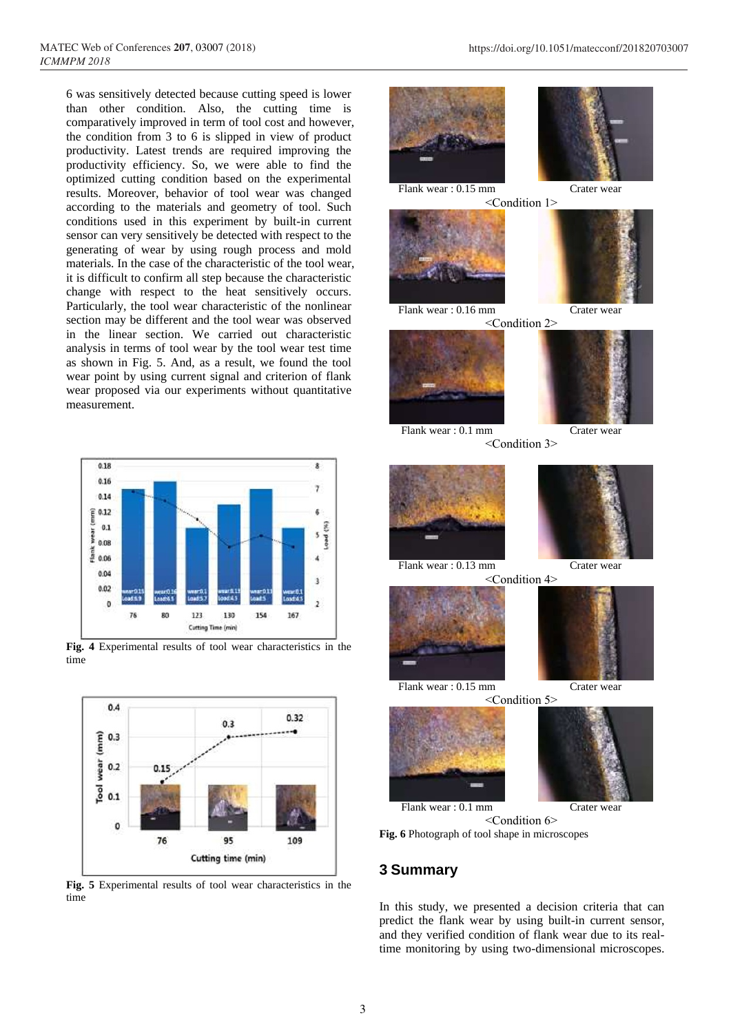6 was sensitively detected because cutting speed is lower than other condition. Also, the cutting time is comparatively improved in term of tool cost and however, the condition from 3 to 6 is slipped in view of product productivity. Latest trends are required improving the productivity efficiency. So, we were able to find the optimized cutting condition based on the experimental results. Moreover, behavior of tool wear was changed according to the materials and geometry of tool. Such conditions used in this experiment by built-in current sensor can very sensitively be detected with respect to the generating of wear by using rough process and mold materials. In the case of the characteristic of the tool wear, it is difficult to confirm all step because the characteristic change with respect to the heat sensitively occurs. Particularly, the tool wear characteristic of the nonlinear section may be different and the tool wear was observed in the linear section. We carried out characteristic analysis in terms of tool wear by the tool wear test time as shown in Fig. 5. And, as a result, we found the tool wear point by using current signal and criterion of flank wear proposed via our experiments without quantitative measurement.

**Fig. 4** Experimental results of tool wear characteristics in the time

**Fig. 5** Experimental results of tool wear characteristics in the time

Flank wear : 0.15 mm  Crater wear
<Condition 1>

Flank wear : 0.16 mm  Crater wear
<Condition 2>

Flank wear : 0.1 mm  Crater wear
<Condition 3>

Flank wear : 0.13 mm  Crater wear
<Condition 4>

Flank wear : 0.15 mm  Crater wear
<Condition 5>

Flank wear : 0.1 mm  Crater wear
<Condition 6>

**Fig. 6** Photograph of tool shape in microscopes

## 3 Summary

In this study, we presented a decision criteria that can predict the flank wear by using built-in current sensor, and they verified condition of flank wear due to its real-time monitoring by using two-dimensional microscopes.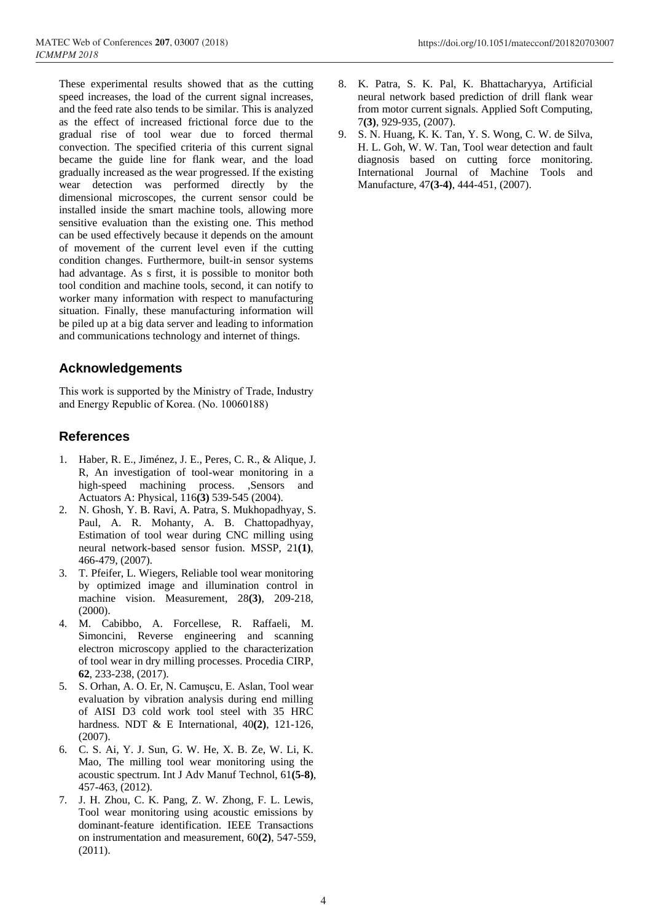These experimental results showed that as the cutting speed increases, the load of the current signal increases, and the feed rate also tends to be similar. This is analyzed as the effect of increased frictional force due to the gradual rise of tool wear due to forced thermal convection. The specified criteria of this current signal became the guide line for flank wear, and the load gradually increased as the wear progressed. If the existing wear detection was performed directly by the dimensional microscopes, the current sensor could be installed inside the smart machine tools, allowing more sensitive evaluation than the existing one. This method can be used effectively because it depends on the amount of movement of the current level even if the cutting condition changes. Furthermore, built-in sensor systems had advantage. As s first, it is possible to monitor both tool condition and machine tools, second, it can notify to worker many information with respect to manufacturing situation. Finally, these manufacturing information will be piled up at a big data server and leading to information and communications technology and internet of things.

## Acknowledgements

This work is supported by the Ministry of Trade, Industry and Energy Republic of Korea. (No. 10060188)

## References

1. Haber, R. E., Jiménez, J. E., Peres, C. R., & Alique, J. R, An investigation of tool-wear monitoring in a high-speed machining process. ,Sensors and Actuators A: Physical, 116**(3)** 539-545 (2004).
2. N. Ghosh, Y. B. Ravi, A. Patra, S. Mukhopadhyay, S. Paul, A. R. Mohanty, A. B. Chattopadhyay, Estimation of tool wear during CNC milling using neural network-based sensor fusion. MSSP, 21**(1)**, 466-479, (2007).
3. T. Pfeifer, L. Wiegers, Reliable tool wear monitoring by optimized image and illumination control in machine vision. Measurement, 28**(3)**, 209-218, (2000).
4. M. Cabibbo, A. Forcellese, R. Raffaeli, M. Simoncini, Reverse engineering and scanning electron microscopy applied to the characterization of tool wear in dry milling processes. Procedia CIRP, **62**, 233-238, (2017).
5. S. Orhan, A. O. Er, N. Camuşcu, E. Aslan, Tool wear evaluation by vibration analysis during end milling of AISI D3 cold work tool steel with 35 HRC hardness. NDT & E International, 40**(2)**, 121-126, (2007).
6. C. S. Ai, Y. J. Sun, G. W. He, X. B. Ze, W. Li, K. Mao, The milling tool wear monitoring using the acoustic spectrum. Int J Adv Manuf Technol, 61**(5-8)**, 457-463, (2012).
7. J. H. Zhou, C. K. Pang, Z. W. Zhong, F. L. Lewis, Tool wear monitoring using acoustic emissions by dominant-feature identification. IEEE Transactions on instrumentation and measurement, 60**(2)**, 547-559, (2011).
8. K. Patra, S. K. Pal, K. Bhattacharyya, Artificial neural network based prediction of drill flank wear from motor current signals. Applied Soft Computing, 7**(3)**, 929-935, (2007).
9. S. N. Huang, K. K. Tan, Y. S. Wong, C. W. de Silva, H. L. Goh, W. W. Tan, Tool wear detection and fault diagnosis based on cutting force monitoring. International Journal of Machine Tools and Manufacture, 47**(3-4)**, 444-451, (2007).